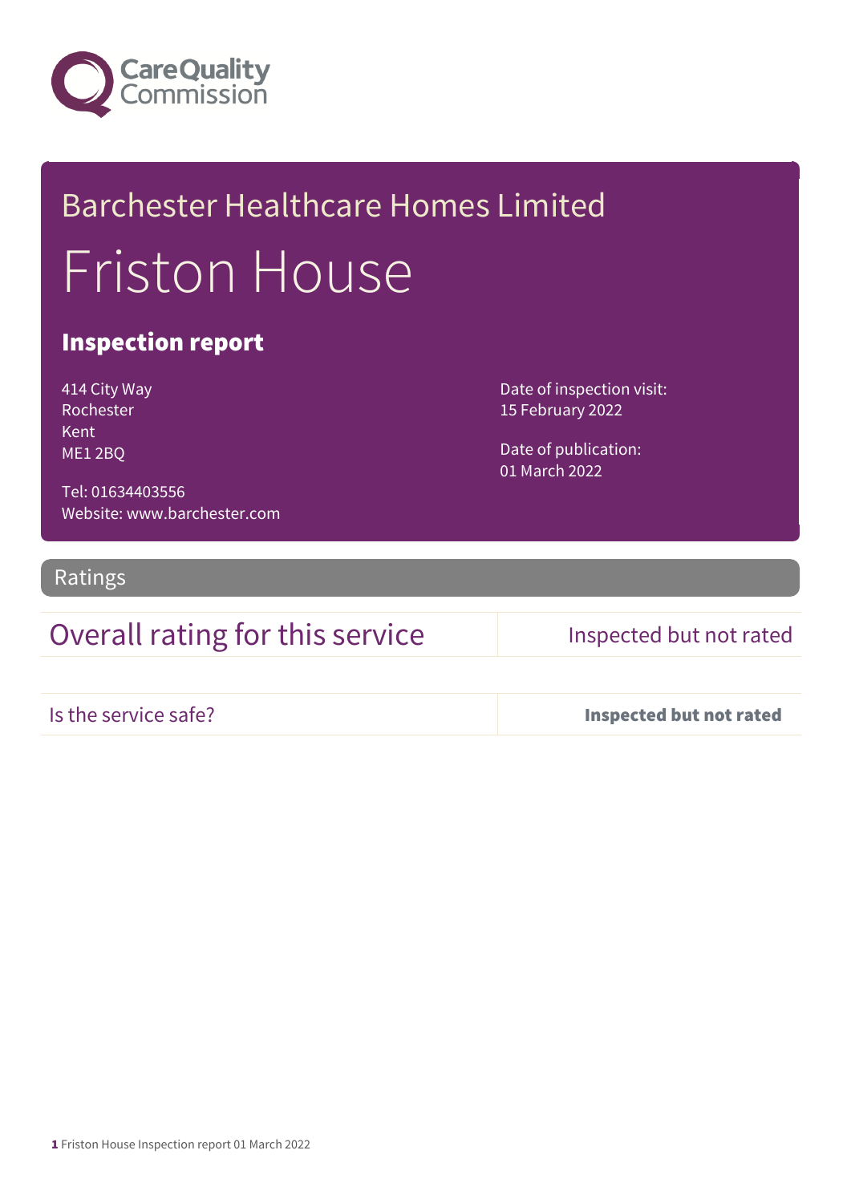Care Quality Commission

# Barchester Healthcare Homes Limited

# Friston House

## Inspection report

414 City Way
Rochester
Kent
ME1 2BQ

Tel: 01634403556
Website: www.barchester.com

Date of inspection visit:
15 February 2022

Date of publication:
01 March 2022

## Ratings

| Overall rating for this service | Inspected but not rated |
|---|---|
| Is the service safe? | **Inspected but not rated** |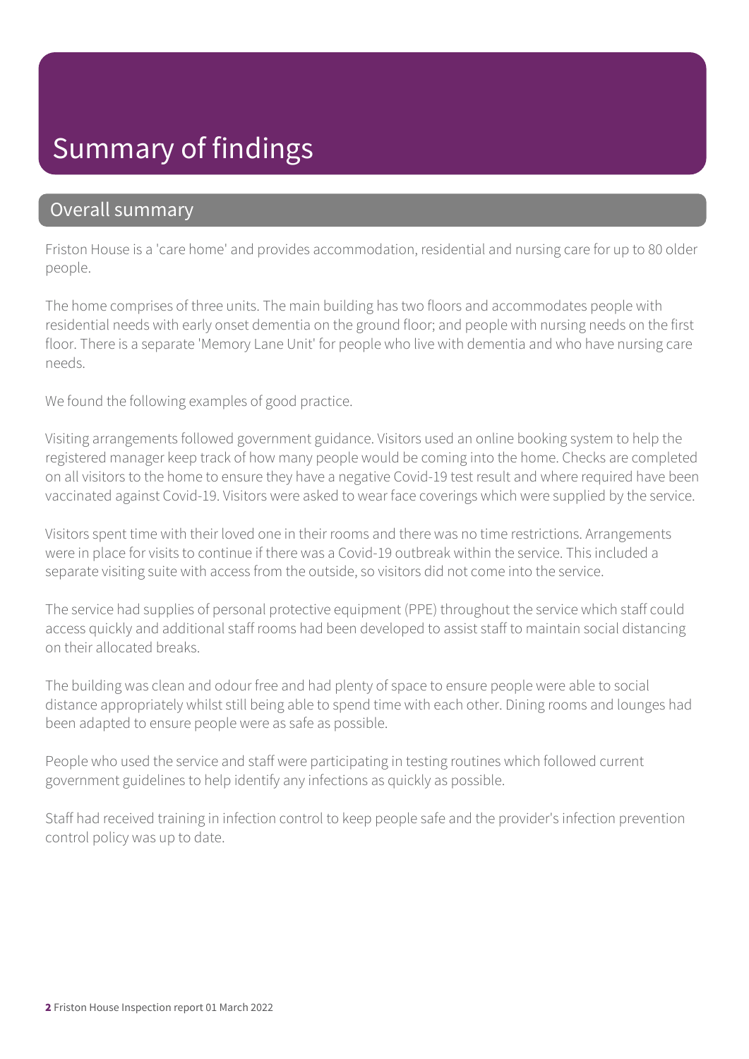# Summary of findings

## Overall summary

Friston House is a 'care home' and provides accommodation, residential and nursing care for up to 80 older people.

The home comprises of three units. The main building has two floors and accommodates people with residential needs with early onset dementia on the ground floor; and people with nursing needs on the first floor. There is a separate 'Memory Lane Unit' for people who live with dementia and who have nursing care needs.

We found the following examples of good practice.

Visiting arrangements followed government guidance. Visitors used an online booking system to help the registered manager keep track of how many people would be coming into the home. Checks are completed on all visitors to the home to ensure they have a negative Covid-19 test result and where required have been vaccinated against Covid-19. Visitors were asked to wear face coverings which were supplied by the service.

Visitors spent time with their loved one in their rooms and there was no time restrictions. Arrangements were in place for visits to continue if there was a Covid-19 outbreak within the service. This included a separate visiting suite with access from the outside, so visitors did not come into the service.

The service had supplies of personal protective equipment (PPE) throughout the service which staff could access quickly and additional staff rooms had been developed to assist staff to maintain social distancing on their allocated breaks.

The building was clean and odour free and had plenty of space to ensure people were able to social distance appropriately whilst still being able to spend time with each other. Dining rooms and lounges had been adapted to ensure people were as safe as possible.

People who used the service and staff were participating in testing routines which followed current government guidelines to help identify any infections as quickly as possible.

Staff had received training in infection control to keep people safe and the provider's infection prevention control policy was up to date.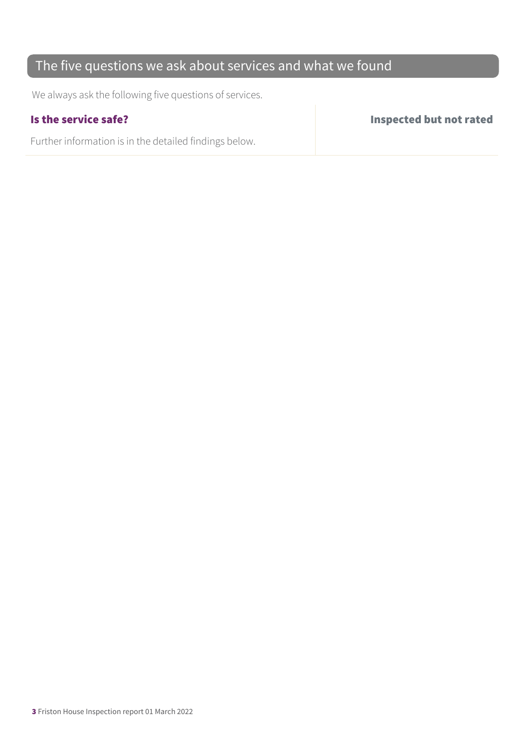## The five questions we ask about services and what we found

We always ask the following five questions of services.

| **Is the service safe?** | **Inspected but not rated** |
| --- | --- |
| Further information is in the detailed findings below. | |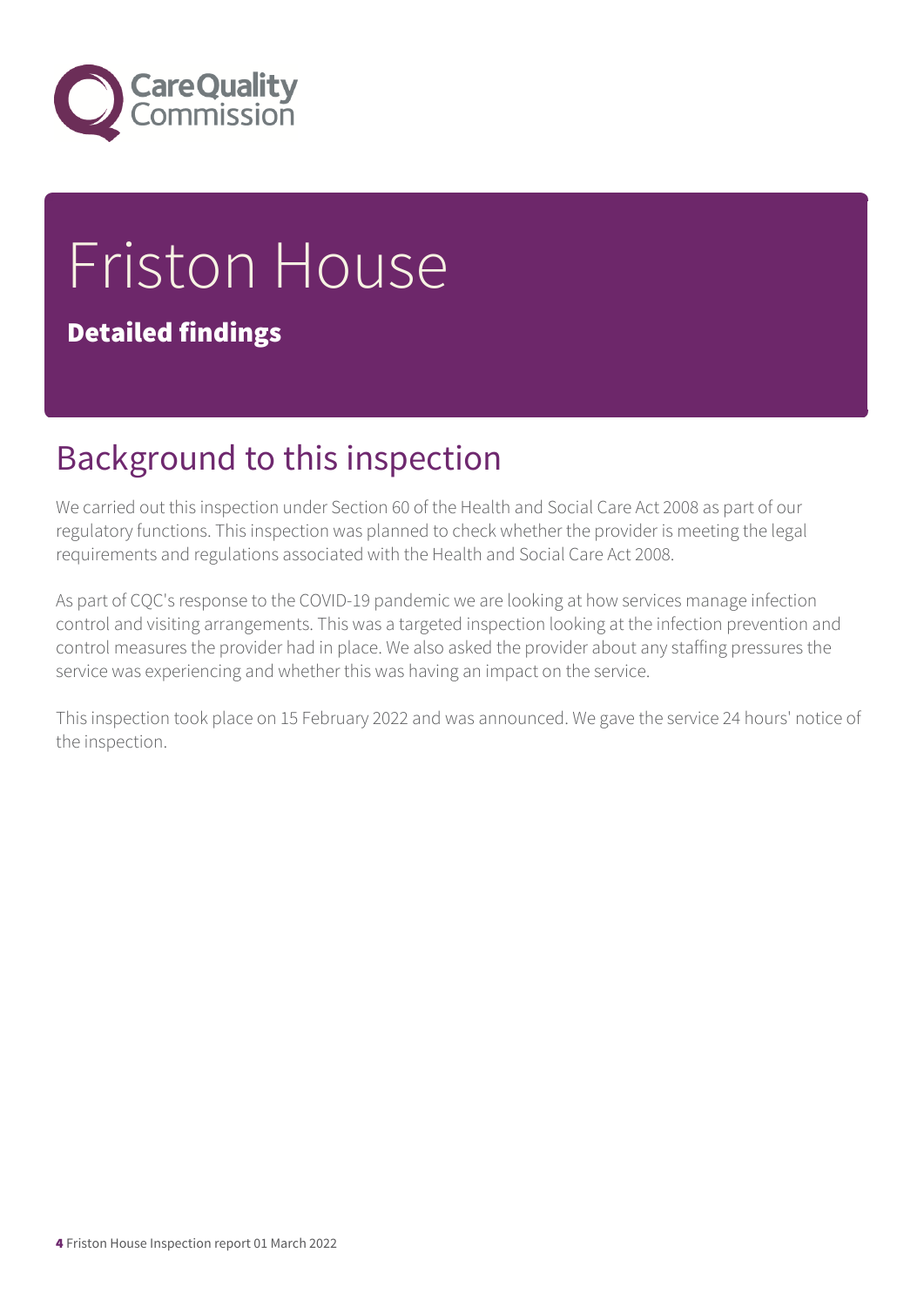# Friston House

**Detailed findings**

## Background to this inspection

We carried out this inspection under Section 60 of the Health and Social Care Act 2008 as part of our regulatory functions. This inspection was planned to check whether the provider is meeting the legal requirements and regulations associated with the Health and Social Care Act 2008.

As part of CQC's response to the COVID-19 pandemic we are looking at how services manage infection control and visiting arrangements. This was a targeted inspection looking at the infection prevention and control measures the provider had in place. We also asked the provider about any staffing pressures the service was experiencing and whether this was having an impact on the service.

This inspection took place on 15 February 2022 and was announced. We gave the service 24 hours' notice of the inspection.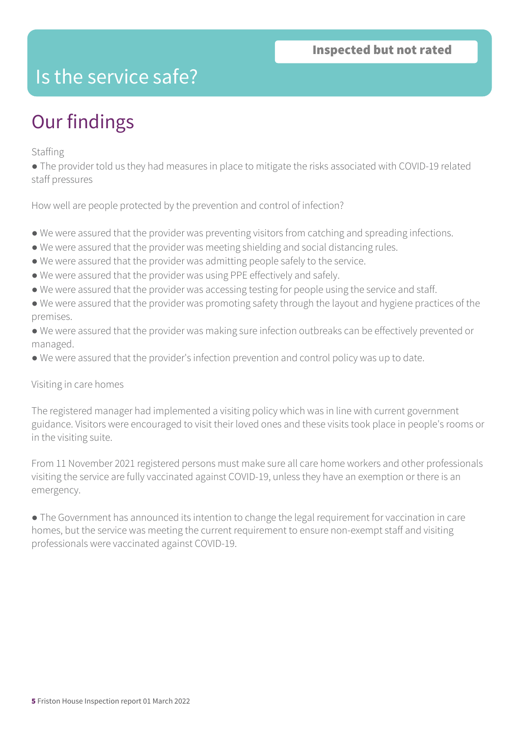Inspected but not rated

# Is the service safe?

## Our findings

Staffing

- The provider told us they had measures in place to mitigate the risks associated with COVID-19 related staff pressures

How well are people protected by the prevention and control of infection?

- We were assured that the provider was preventing visitors from catching and spreading infections.
- We were assured that the provider was meeting shielding and social distancing rules.
- We were assured that the provider was admitting people safely to the service.
- We were assured that the provider was using PPE effectively and safely.
- We were assured that the provider was accessing testing for people using the service and staff.
- We were assured that the provider was promoting safety through the layout and hygiene practices of the premises.
- We were assured that the provider was making sure infection outbreaks can be effectively prevented or managed.
- We were assured that the provider's infection prevention and control policy was up to date.

Visiting in care homes

The registered manager had implemented a visiting policy which was in line with current government guidance. Visitors were encouraged to visit their loved ones and these visits took place in people's rooms or in the visiting suite.

From 11 November 2021 registered persons must make sure all care home workers and other professionals visiting the service are fully vaccinated against COVID-19, unless they have an exemption or there is an emergency.

- The Government has announced its intention to change the legal requirement for vaccination in care homes, but the service was meeting the current requirement to ensure non-exempt staff and visiting professionals were vaccinated against COVID-19.